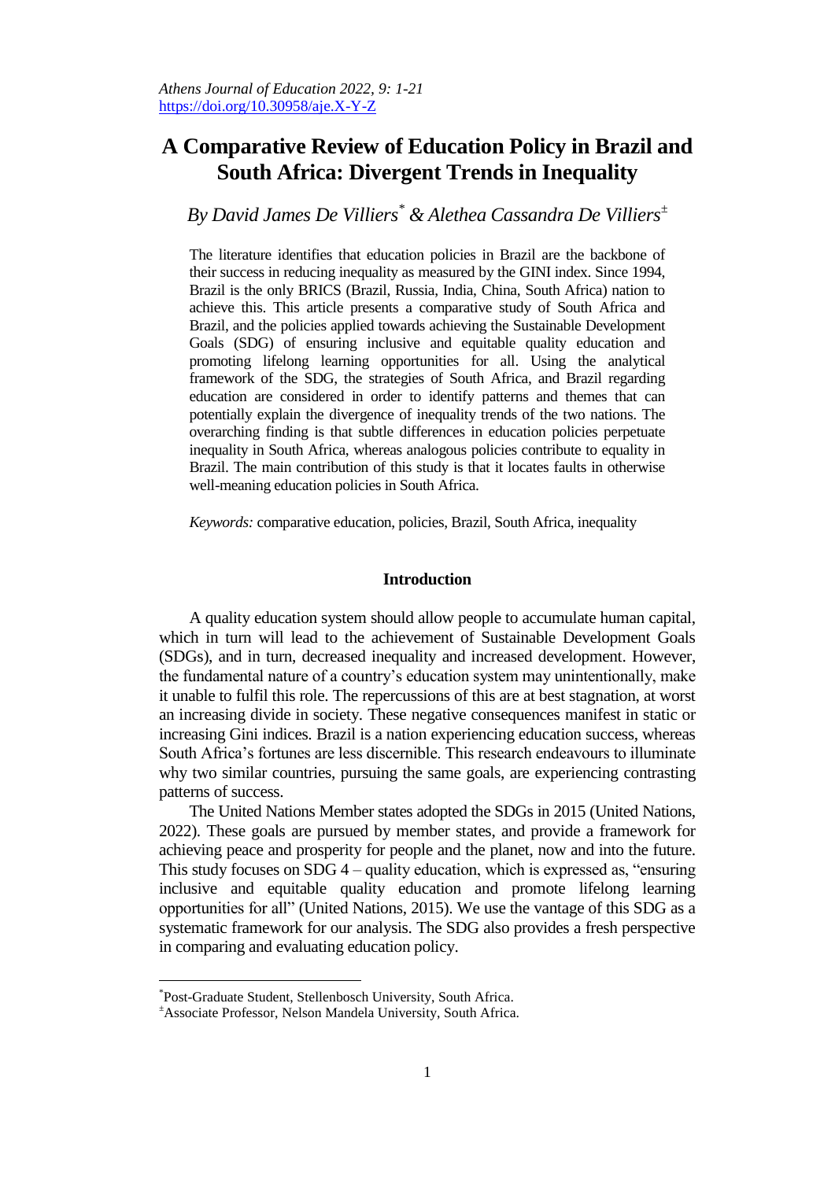# A Comparative Review of Education Policy in Brazil and South Africa: Divergent Trends in Inequality

*By David James De Villiers[*] & Alethea Cassandra De Villiers[±]*

The literature identifies that education policies in Brazil are the backbone of their success in reducing inequality as measured by the GINI index. Since 1994, Brazil is the only BRICS (Brazil, Russia, India, China, South Africa) nation to achieve this. This article presents a comparative study of South Africa and Brazil, and the policies applied towards achieving the Sustainable Development Goals (SDG) of ensuring inclusive and equitable quality education and promoting lifelong learning opportunities for all. Using the analytical framework of the SDG, the strategies of South Africa, and Brazil regarding education are considered in order to identify patterns and themes that can potentially explain the divergence of inequality trends of the two nations. The overarching finding is that subtle differences in education policies perpetuate inequality in South Africa, whereas analogous policies contribute to equality in Brazil. The main contribution of this study is that it locates faults in otherwise well-meaning education policies in South Africa.

*Keywords:* comparative education, policies, Brazil, South Africa, inequality

## Introduction

A quality education system should allow people to accumulate human capital, which in turn will lead to the achievement of Sustainable Development Goals (SDGs), and in turn, decreased inequality and increased development. However, the fundamental nature of a country's education system may unintentionally, make it unable to fulfil this role. The repercussions of this are at best stagnation, at worst an increasing divide in society. These negative consequences manifest in static or increasing Gini indices. Brazil is a nation experiencing education success, whereas South Africa's fortunes are less discernible. This research endeavours to illuminate why two similar countries, pursuing the same goals, are experiencing contrasting patterns of success.

The United Nations Member states adopted the SDGs in 2015 (United Nations, 2022). These goals are pursued by member states, and provide a framework for achieving peace and prosperity for people and the planet, now and into the future. This study focuses on SDG 4 – quality education, which is expressed as, "ensuring inclusive and equitable quality education and promote lifelong learning opportunities for all" (United Nations, 2015). We use the vantage of this SDG as a systematic framework for our analysis. The SDG also provides a fresh perspective in comparing and evaluating education policy.

---

[*] Post-Graduate Student, Stellenbosch University, South Africa.

[±] Associate Professor, Nelson Mandela University, South Africa.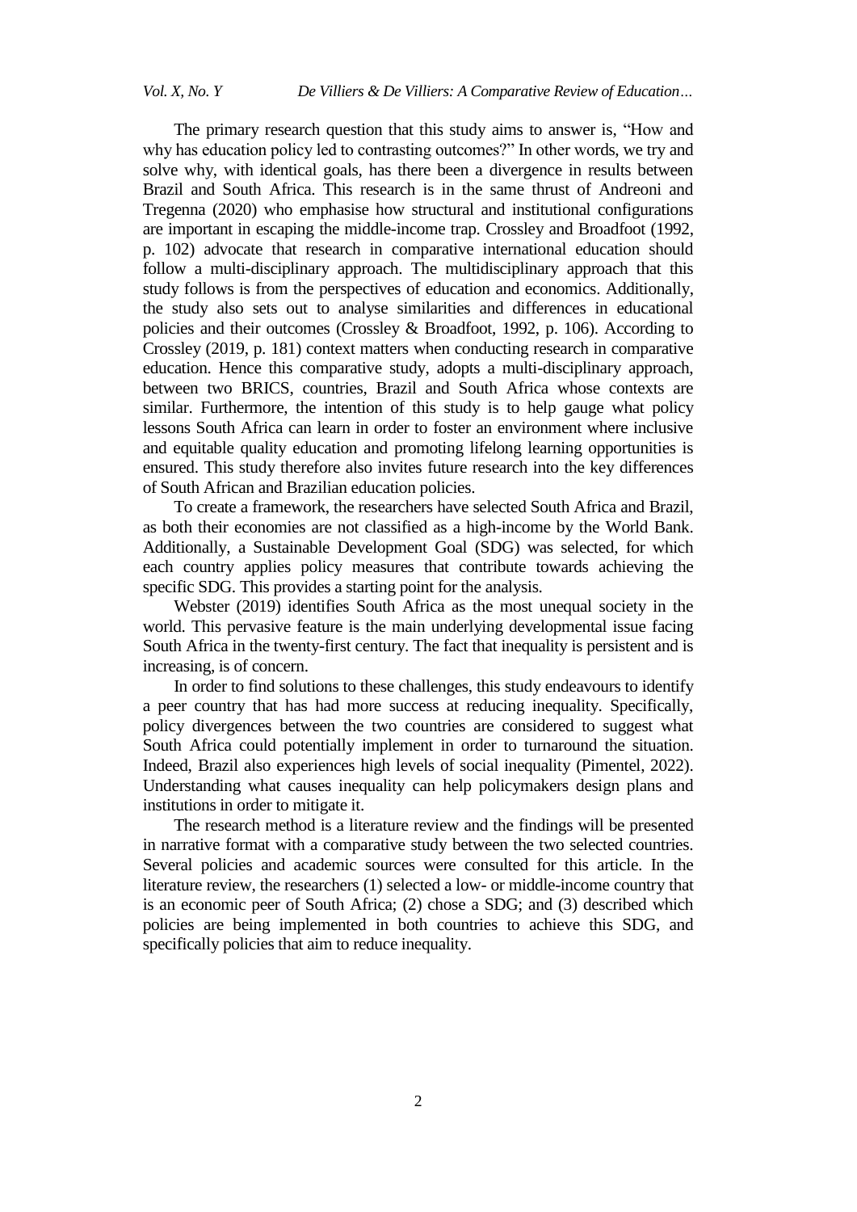The primary research question that this study aims to answer is, "How and why has education policy led to contrasting outcomes?" In other words, we try and solve why, with identical goals, has there been a divergence in results between Brazil and South Africa. This research is in the same thrust of Andreoni and Tregenna (2020) who emphasise how structural and institutional configurations are important in escaping the middle-income trap. Crossley and Broadfoot (1992, p. 102) advocate that research in comparative international education should follow a multi-disciplinary approach. The multidisciplinary approach that this study follows is from the perspectives of education and economics. Additionally, the study also sets out to analyse similarities and differences in educational policies and their outcomes (Crossley & Broadfoot, 1992, p. 106). According to Crossley (2019, p. 181) context matters when conducting research in comparative education. Hence this comparative study, adopts a multi-disciplinary approach, between two BRICS, countries, Brazil and South Africa whose contexts are similar. Furthermore, the intention of this study is to help gauge what policy lessons South Africa can learn in order to foster an environment where inclusive and equitable quality education and promoting lifelong learning opportunities is ensured. This study therefore also invites future research into the key differences of South African and Brazilian education policies.

To create a framework, the researchers have selected South Africa and Brazil, as both their economies are not classified as a high-income by the World Bank. Additionally, a Sustainable Development Goal (SDG) was selected, for which each country applies policy measures that contribute towards achieving the specific SDG. This provides a starting point for the analysis.

Webster (2019) identifies South Africa as the most unequal society in the world. This pervasive feature is the main underlying developmental issue facing South Africa in the twenty-first century. The fact that inequality is persistent and is increasing, is of concern.

In order to find solutions to these challenges, this study endeavours to identify a peer country that has had more success at reducing inequality. Specifically, policy divergences between the two countries are considered to suggest what South Africa could potentially implement in order to turnaround the situation. Indeed, Brazil also experiences high levels of social inequality (Pimentel, 2022). Understanding what causes inequality can help policymakers design plans and institutions in order to mitigate it.

The research method is a literature review and the findings will be presented in narrative format with a comparative study between the two selected countries. Several policies and academic sources were consulted for this article. In the literature review, the researchers (1) selected a low- or middle-income country that is an economic peer of South Africa; (2) chose a SDG; and (3) described which policies are being implemented in both countries to achieve this SDG, and specifically policies that aim to reduce inequality.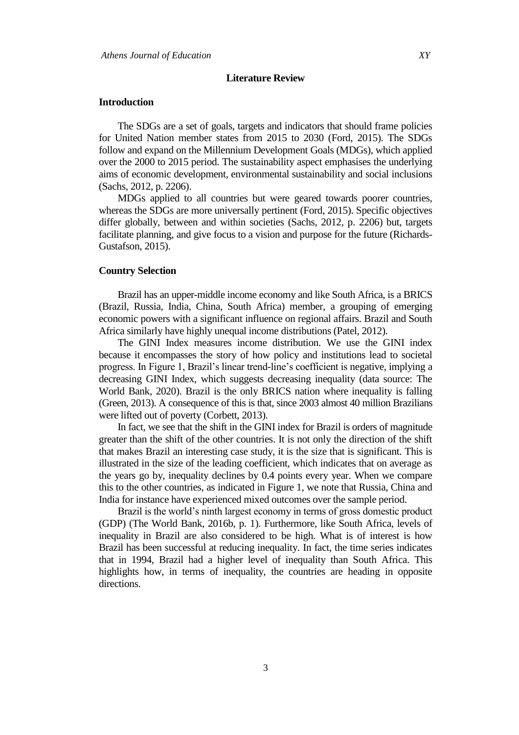## Literature Review

### Introduction

The SDGs are a set of goals, targets and indicators that should frame policies for United Nation member states from 2015 to 2030 (Ford, 2015). The SDGs follow and expand on the Millennium Development Goals (MDGs), which applied over the 2000 to 2015 period. The sustainability aspect emphasises the underlying aims of economic development, environmental sustainability and social inclusions (Sachs, 2012, p. 2206).

MDGs applied to all countries but were geared towards poorer countries, whereas the SDGs are more universally pertinent (Ford, 2015). Specific objectives differ globally, between and within societies (Sachs, 2012, p. 2206) but, targets facilitate planning, and give focus to a vision and purpose for the future (Richards-Gustafson, 2015).

### Country Selection

Brazil has an upper-middle income economy and like South Africa, is a BRICS (Brazil, Russia, India, China, South Africa) member, a grouping of emerging economic powers with a significant influence on regional affairs. Brazil and South Africa similarly have highly unequal income distributions (Patel, 2012).

The GINI Index measures income distribution. We use the GINI index because it encompasses the story of how policy and institutions lead to societal progress. In Figure 1, Brazil's linear trend-line's coefficient is negative, implying a decreasing GINI Index, which suggests decreasing inequality (data source: The World Bank, 2020). Brazil is the only BRICS nation where inequality is falling (Green, 2013). A consequence of this is that, since 2003 almost 40 million Brazilians were lifted out of poverty (Corbett, 2013).

In fact, we see that the shift in the GINI index for Brazil is orders of magnitude greater than the shift of the other countries. It is not only the direction of the shift that makes Brazil an interesting case study, it is the size that is significant. This is illustrated in the size of the leading coefficient, which indicates that on average as the years go by, inequality declines by 0.4 points every year. When we compare this to the other countries, as indicated in Figure 1, we note that Russia, China and India for instance have experienced mixed outcomes over the sample period.

Brazil is the world's ninth largest economy in terms of gross domestic product (GDP) (The World Bank, 2016b, p. 1). Furthermore, like South Africa, levels of inequality in Brazil are also considered to be high. What is of interest is how Brazil has been successful at reducing inequality. In fact, the time series indicates that in 1994, Brazil had a higher level of inequality than South Africa. This highlights how, in terms of inequality, the countries are heading in opposite directions.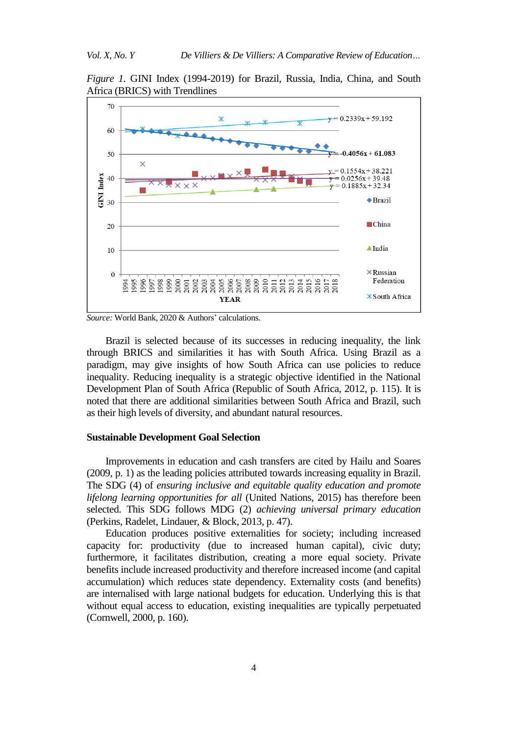*Figure 1*. GINI Index (1994-2019) for Brazil, Russia, India, China, and South Africa (BRICS) with Trendlines

*Source:* World Bank, 2020 & Authors' calculations.

Brazil is selected because of its successes in reducing inequality, the link through BRICS and similarities it has with South Africa. Using Brazil as a paradigm, may give insights of how South Africa can use policies to reduce inequality. Reducing inequality is a strategic objective identified in the National Development Plan of South Africa (Republic of South Africa, 2012, p. 115). It is noted that there are additional similarities between South Africa and Brazil, such as their high levels of diversity, and abundant natural resources.

## Sustainable Development Goal Selection

Improvements in education and cash transfers are cited by Hailu and Soares (2009, p. 1) as the leading policies attributed towards increasing equality in Brazil. The SDG (4) of *ensuring inclusive and equitable quality education and promote lifelong learning opportunities for all* (United Nations, 2015) has therefore been selected. This SDG follows MDG (2) *achieving universal primary education* (Perkins, Radelet, Lindauer, & Block, 2013, p. 47).

Education produces positive externalities for society; including increased capacity for: productivity (due to increased human capital), civic duty; furthermore, it facilitates distribution, creating a more equal society. Private benefits include increased productivity and therefore increased income (and capital accumulation) which reduces state dependency. Externality costs (and benefits) are internalised with large national budgets for education. Underlying this is that without equal access to education, existing inequalities are typically perpetuated (Cornwell, 2000, p. 160).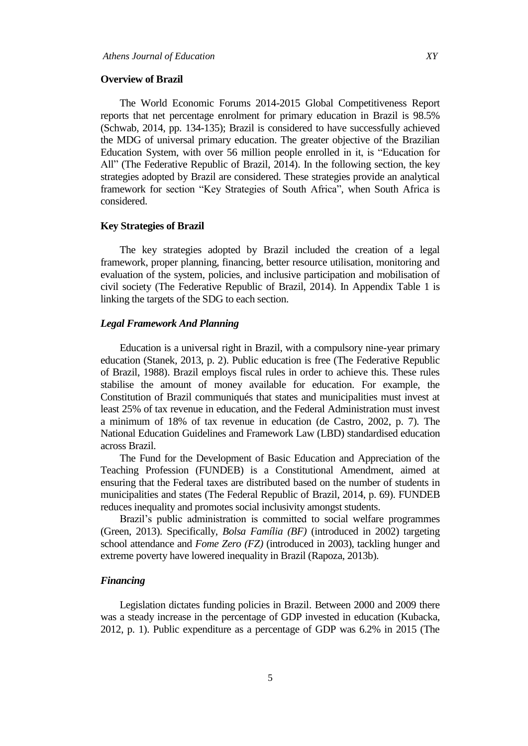### Overview of Brazil

The World Economic Forums 2014-2015 Global Competitiveness Report reports that net percentage enrolment for primary education in Brazil is 98.5% (Schwab, 2014, pp. 134-135); Brazil is considered to have successfully achieved the MDG of universal primary education. The greater objective of the Brazilian Education System, with over 56 million people enrolled in it, is "Education for All" (The Federative Republic of Brazil, 2014). In the following section, the key strategies adopted by Brazil are considered. These strategies provide an analytical framework for section "Key Strategies of South Africa", when South Africa is considered.

### Key Strategies of Brazil

The key strategies adopted by Brazil included the creation of a legal framework, proper planning, financing, better resource utilisation, monitoring and evaluation of the system, policies, and inclusive participation and mobilisation of civil society (The Federative Republic of Brazil, 2014). In Appendix Table 1 is linking the targets of the SDG to each section.

#### *Legal Framework And Planning*

Education is a universal right in Brazil, with a compulsory nine-year primary education (Stanek, 2013, p. 2). Public education is free (The Federative Republic of Brazil, 1988). Brazil employs fiscal rules in order to achieve this. These rules stabilise the amount of money available for education. For example, the Constitution of Brazil communiqués that states and municipalities must invest at least 25% of tax revenue in education, and the Federal Administration must invest a minimum of 18% of tax revenue in education (de Castro, 2002, p. 7). The National Education Guidelines and Framework Law (LBD) standardised education across Brazil.

The Fund for the Development of Basic Education and Appreciation of the Teaching Profession (FUNDEB) is a Constitutional Amendment, aimed at ensuring that the Federal taxes are distributed based on the number of students in municipalities and states (The Federal Republic of Brazil, 2014, p. 69). FUNDEB reduces inequality and promotes social inclusivity amongst students.

Brazil's public administration is committed to social welfare programmes (Green, 2013). Specifically, *Bolsa Família (BF)* (introduced in 2002) targeting school attendance and *Fome Zero (FZ)* (introduced in 2003), tackling hunger and extreme poverty have lowered inequality in Brazil (Rapoza, 2013b).

#### *Financing*

Legislation dictates funding policies in Brazil. Between 2000 and 2009 there was a steady increase in the percentage of GDP invested in education (Kubacka, 2012, p. 1). Public expenditure as a percentage of GDP was 6.2% in 2015 (The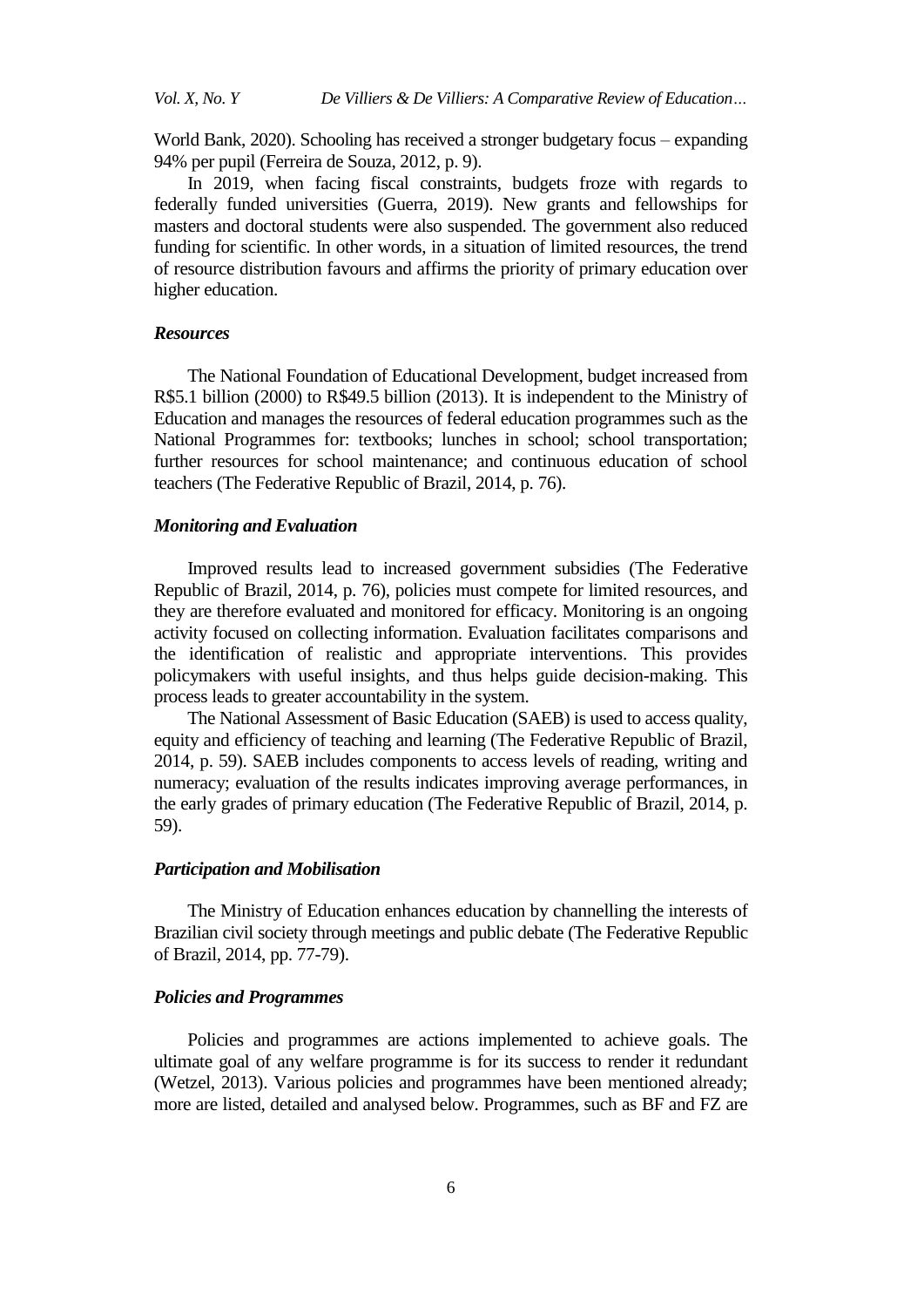World Bank, 2020). Schooling has received a stronger budgetary focus – expanding 94% per pupil (Ferreira de Souza, 2012, p. 9).

In 2019, when facing fiscal constraints, budgets froze with regards to federally funded universities (Guerra, 2019). New grants and fellowships for masters and doctoral students were also suspended. The government also reduced funding for scientific. In other words, in a situation of limited resources, the trend of resource distribution favours and affirms the priority of primary education over higher education.

### *Resources*

The National Foundation of Educational Development, budget increased from R$5.1 billion (2000) to R$49.5 billion (2013). It is independent to the Ministry of Education and manages the resources of federal education programmes such as the National Programmes for: textbooks; lunches in school; school transportation; further resources for school maintenance; and continuous education of school teachers (The Federative Republic of Brazil, 2014, p. 76).

### *Monitoring and Evaluation*

Improved results lead to increased government subsidies (The Federative Republic of Brazil, 2014, p. 76), policies must compete for limited resources, and they are therefore evaluated and monitored for efficacy. Monitoring is an ongoing activity focused on collecting information. Evaluation facilitates comparisons and the identification of realistic and appropriate interventions. This provides policymakers with useful insights, and thus helps guide decision-making. This process leads to greater accountability in the system.

The National Assessment of Basic Education (SAEB) is used to access quality, equity and efficiency of teaching and learning (The Federative Republic of Brazil, 2014, p. 59). SAEB includes components to access levels of reading, writing and numeracy; evaluation of the results indicates improving average performances, in the early grades of primary education (The Federative Republic of Brazil, 2014, p. 59).

### *Participation and Mobilisation*

The Ministry of Education enhances education by channelling the interests of Brazilian civil society through meetings and public debate (The Federative Republic of Brazil, 2014, pp. 77-79).

### *Policies and Programmes*

Policies and programmes are actions implemented to achieve goals. The ultimate goal of any welfare programme is for its success to render it redundant (Wetzel, 2013). Various policies and programmes have been mentioned already; more are listed, detailed and analysed below. Programmes, such as BF and FZ are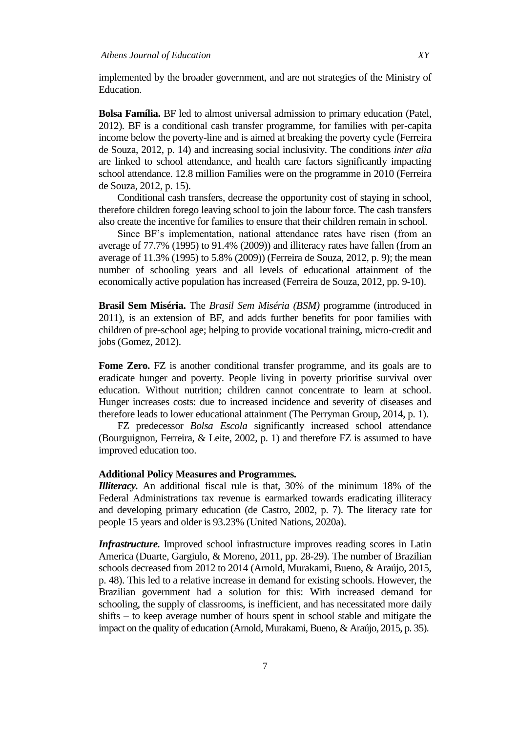implemented by the broader government, and are not strategies of the Ministry of Education.

**Bolsa Família.** BF led to almost universal admission to primary education (Patel, 2012). BF is a conditional cash transfer programme, for families with per-capita income below the poverty-line and is aimed at breaking the poverty cycle (Ferreira de Souza, 2012, p. 14) and increasing social inclusivity. The conditions *inter alia* are linked to school attendance, and health care factors significantly impacting school attendance. 12.8 million Families were on the programme in 2010 (Ferreira de Souza, 2012, p. 15).

Conditional cash transfers, decrease the opportunity cost of staying in school, therefore children forego leaving school to join the labour force. The cash transfers also create the incentive for families to ensure that their children remain in school.

Since BF's implementation, national attendance rates have risen (from an average of 77.7% (1995) to 91.4% (2009)) and illiteracy rates have fallen (from an average of 11.3% (1995) to 5.8% (2009)) (Ferreira de Souza, 2012, p. 9); the mean number of schooling years and all levels of educational attainment of the economically active population has increased (Ferreira de Souza, 2012, pp. 9-10).

**Brasil Sem Miséria.** The *Brasil Sem Miséria (BSM)* programme (introduced in 2011), is an extension of BF, and adds further benefits for poor families with children of pre-school age; helping to provide vocational training, micro-credit and jobs (Gomez, 2012).

**Fome Zero.** FZ is another conditional transfer programme, and its goals are to eradicate hunger and poverty. People living in poverty prioritise survival over education. Without nutrition; children cannot concentrate to learn at school. Hunger increases costs: due to increased incidence and severity of diseases and therefore leads to lower educational attainment (The Perryman Group, 2014, p. 1).

FZ predecessor *Bolsa Escola* significantly increased school attendance (Bourguignon, Ferreira, & Leite, 2002, p. 1) and therefore FZ is assumed to have improved education too.

**Additional Policy Measures and Programmes.**

***Illiteracy.*** An additional fiscal rule is that, 30% of the minimum 18% of the Federal Administrations tax revenue is earmarked towards eradicating illiteracy and developing primary education (de Castro, 2002, p. 7). The literacy rate for people 15 years and older is 93.23% (United Nations, 2020a).

***Infrastructure.*** Improved school infrastructure improves reading scores in Latin America (Duarte, Gargiulo, & Moreno, 2011, pp. 28-29). The number of Brazilian schools decreased from 2012 to 2014 (Arnold, Murakami, Bueno, & Araújo, 2015, p. 48). This led to a relative increase in demand for existing schools. However, the Brazilian government had a solution for this: With increased demand for schooling, the supply of classrooms, is inefficient, and has necessitated more daily shifts – to keep average number of hours spent in school stable and mitigate the impact on the quality of education (Arnold, Murakami, Bueno, & Araújo, 2015, p. 35).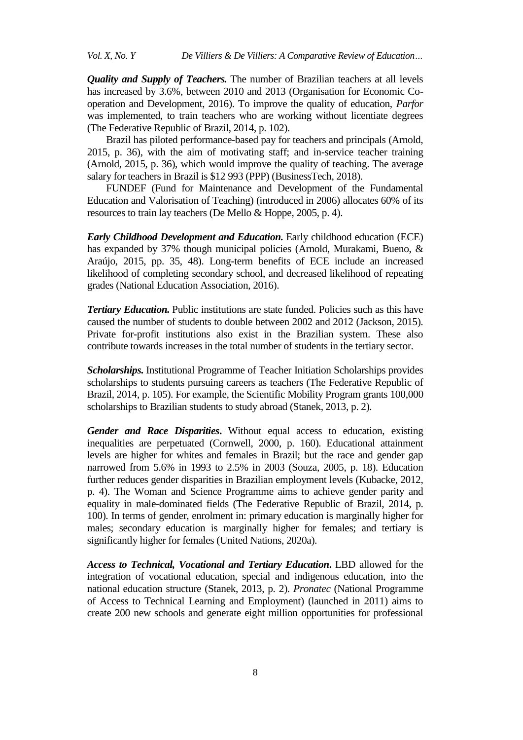***Quality and Supply of Teachers.*** The number of Brazilian teachers at all levels has increased by 3.6%, between 2010 and 2013 (Organisation for Economic Co-operation and Development, 2016). To improve the quality of education, *Parfor* was implemented, to train teachers who are working without licentiate degrees (The Federative Republic of Brazil, 2014, p. 102).

Brazil has piloted performance-based pay for teachers and principals (Arnold, 2015, p. 36), with the aim of motivating staff; and in-service teacher training (Arnold, 2015, p. 36), which would improve the quality of teaching. The average salary for teachers in Brazil is $12 993 (PPP) (BusinessTech, 2018).

FUNDEF (Fund for Maintenance and Development of the Fundamental Education and Valorisation of Teaching) (introduced in 2006) allocates 60% of its resources to train lay teachers (De Mello & Hoppe, 2005, p. 4).

***Early Childhood Development and Education.*** Early childhood education (ECE) has expanded by 37% though municipal policies (Arnold, Murakami, Bueno, & Araújo, 2015, pp. 35, 48). Long-term benefits of ECE include an increased likelihood of completing secondary school, and decreased likelihood of repeating grades (National Education Association, 2016).

***Tertiary Education.*** Public institutions are state funded. Policies such as this have caused the number of students to double between 2002 and 2012 (Jackson, 2015). Private for-profit institutions also exist in the Brazilian system. These also contribute towards increases in the total number of students in the tertiary sector.

***Scholarships.*** Institutional Programme of Teacher Initiation Scholarships provides scholarships to students pursuing careers as teachers (The Federative Republic of Brazil, 2014, p. 105). For example, the Scientific Mobility Program grants 100,000 scholarships to Brazilian students to study abroad (Stanek, 2013, p. 2).

***Gender and Race Disparities***. Without equal access to education, existing inequalities are perpetuated (Cornwell, 2000, p. 160). Educational attainment levels are higher for whites and females in Brazil; but the race and gender gap narrowed from 5.6% in 1993 to 2.5% in 2003 (Souza, 2005, p. 18). Education further reduces gender disparities in Brazilian employment levels (Kubacke, 2012, p. 4). The Woman and Science Programme aims to achieve gender parity and equality in male-dominated fields (The Federative Republic of Brazil, 2014, p. 100). In terms of gender, enrolment in: primary education is marginally higher for males; secondary education is marginally higher for females; and tertiary is significantly higher for females (United Nations, 2020a).

***Access to Technical, Vocational and Tertiary Education***. LBD allowed for the integration of vocational education, special and indigenous education, into the national education structure (Stanek, 2013, p. 2). *Pronatec* (National Programme of Access to Technical Learning and Employment) (launched in 2011) aims to create 200 new schools and generate eight million opportunities for professional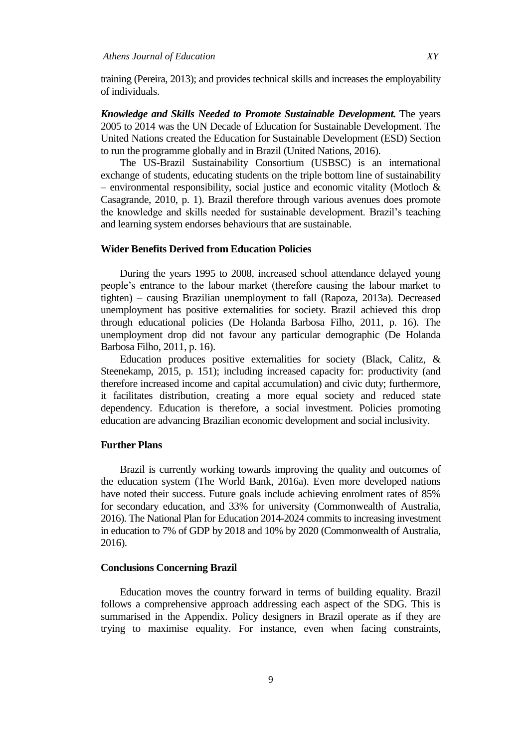training (Pereira, 2013); and provides technical skills and increases the employability of individuals.

***Knowledge and Skills Needed to Promote Sustainable Development.*** The years 2005 to 2014 was the UN Decade of Education for Sustainable Development. The United Nations created the Education for Sustainable Development (ESD) Section to run the programme globally and in Brazil (United Nations, 2016).

The US-Brazil Sustainability Consortium (USBSC) is an international exchange of students, educating students on the triple bottom line of sustainability – environmental responsibility, social justice and economic vitality (Motloch & Casagrande, 2010, p. 1). Brazil therefore through various avenues does promote the knowledge and skills needed for sustainable development. Brazil's teaching and learning system endorses behaviours that are sustainable.

### Wider Benefits Derived from Education Policies

During the years 1995 to 2008, increased school attendance delayed young people's entrance to the labour market (therefore causing the labour market to tighten) – causing Brazilian unemployment to fall (Rapoza, 2013a). Decreased unemployment has positive externalities for society. Brazil achieved this drop through educational policies (De Holanda Barbosa Filho, 2011, p. 16). The unemployment drop did not favour any particular demographic (De Holanda Barbosa Filho, 2011, p. 16).

Education produces positive externalities for society (Black, Calitz, & Steenekamp, 2015, p. 151); including increased capacity for: productivity (and therefore increased income and capital accumulation) and civic duty; furthermore, it facilitates distribution, creating a more equal society and reduced state dependency. Education is therefore, a social investment. Policies promoting education are advancing Brazilian economic development and social inclusivity.

### Further Plans

Brazil is currently working towards improving the quality and outcomes of the education system (The World Bank, 2016a). Even more developed nations have noted their success. Future goals include achieving enrolment rates of 85% for secondary education, and 33% for university (Commonwealth of Australia, 2016). The National Plan for Education 2014-2024 commits to increasing investment in education to 7% of GDP by 2018 and 10% by 2020 (Commonwealth of Australia, 2016).

### Conclusions Concerning Brazil

Education moves the country forward in terms of building equality. Brazil follows a comprehensive approach addressing each aspect of the SDG. This is summarised in the Appendix. Policy designers in Brazil operate as if they are trying to maximise equality. For instance, even when facing constraints,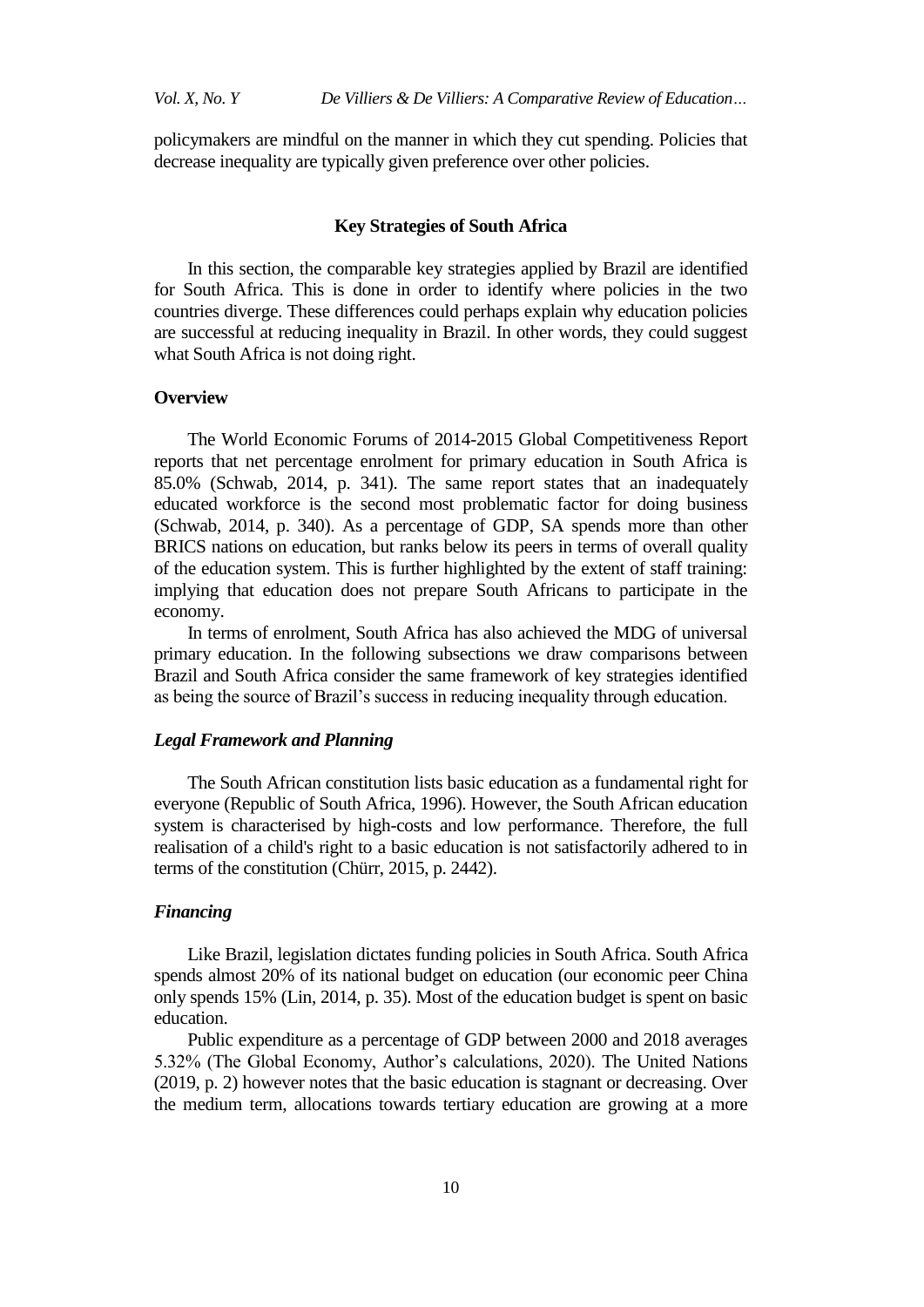policymakers are mindful on the manner in which they cut spending. Policies that decrease inequality are typically given preference over other policies.

## Key Strategies of South Africa

In this section, the comparable key strategies applied by Brazil are identified for South Africa. This is done in order to identify where policies in the two countries diverge. These differences could perhaps explain why education policies are successful at reducing inequality in Brazil. In other words, they could suggest what South Africa is not doing right.

### Overview

The World Economic Forums of 2014-2015 Global Competitiveness Report reports that net percentage enrolment for primary education in South Africa is 85.0% (Schwab, 2014, p. 341). The same report states that an inadequately educated workforce is the second most problematic factor for doing business (Schwab, 2014, p. 340). As a percentage of GDP, SA spends more than other BRICS nations on education, but ranks below its peers in terms of overall quality of the education system. This is further highlighted by the extent of staff training: implying that education does not prepare South Africans to participate in the economy.

In terms of enrolment, South Africa has also achieved the MDG of universal primary education. In the following subsections we draw comparisons between Brazil and South Africa consider the same framework of key strategies identified as being the source of Brazil's success in reducing inequality through education.

#### *Legal Framework and Planning*

The South African constitution lists basic education as a fundamental right for everyone (Republic of South Africa, 1996). However, the South African education system is characterised by high-costs and low performance. Therefore, the full realisation of a child's right to a basic education is not satisfactorily adhered to in terms of the constitution (Chürr, 2015, p. 2442).

#### *Financing*

Like Brazil, legislation dictates funding policies in South Africa. South Africa spends almost 20% of its national budget on education (our economic peer China only spends 15% (Lin, 2014, p. 35). Most of the education budget is spent on basic education.

Public expenditure as a percentage of GDP between 2000 and 2018 averages 5.32% (The Global Economy, Author's calculations, 2020). The United Nations (2019, p. 2) however notes that the basic education is stagnant or decreasing. Over the medium term, allocations towards tertiary education are growing at a more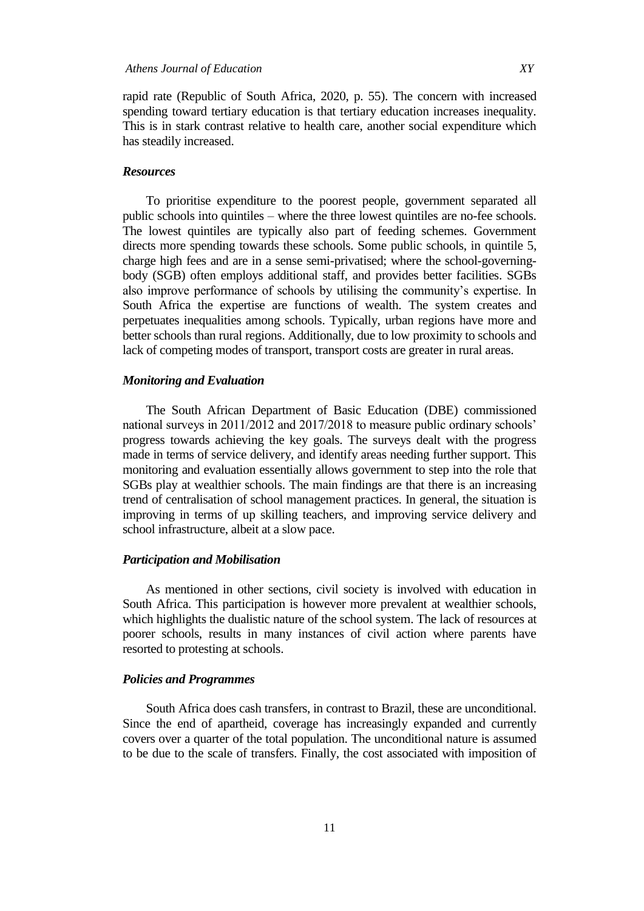rapid rate (Republic of South Africa, 2020, p. 55). The concern with increased spending toward tertiary education is that tertiary education increases inequality. This is in stark contrast relative to health care, another social expenditure which has steadily increased.

### *Resources*

To prioritise expenditure to the poorest people, government separated all public schools into quintiles – where the three lowest quintiles are no-fee schools. The lowest quintiles are typically also part of feeding schemes. Government directs more spending towards these schools. Some public schools, in quintile 5, charge high fees and are in a sense semi-privatised; where the school-governing-body (SGB) often employs additional staff, and provides better facilities. SGBs also improve performance of schools by utilising the community's expertise. In South Africa the expertise are functions of wealth. The system creates and perpetuates inequalities among schools. Typically, urban regions have more and better schools than rural regions. Additionally, due to low proximity to schools and lack of competing modes of transport, transport costs are greater in rural areas.

### *Monitoring and Evaluation*

The South African Department of Basic Education (DBE) commissioned national surveys in 2011/2012 and 2017/2018 to measure public ordinary schools' progress towards achieving the key goals. The surveys dealt with the progress made in terms of service delivery, and identify areas needing further support. This monitoring and evaluation essentially allows government to step into the role that SGBs play at wealthier schools. The main findings are that there is an increasing trend of centralisation of school management practices. In general, the situation is improving in terms of up skilling teachers, and improving service delivery and school infrastructure, albeit at a slow pace.

### *Participation and Mobilisation*

As mentioned in other sections, civil society is involved with education in South Africa. This participation is however more prevalent at wealthier schools, which highlights the dualistic nature of the school system. The lack of resources at poorer schools, results in many instances of civil action where parents have resorted to protesting at schools.

### *Policies and Programmes*

South Africa does cash transfers, in contrast to Brazil, these are unconditional. Since the end of apartheid, coverage has increasingly expanded and currently covers over a quarter of the total population. The unconditional nature is assumed to be due to the scale of transfers. Finally, the cost associated with imposition of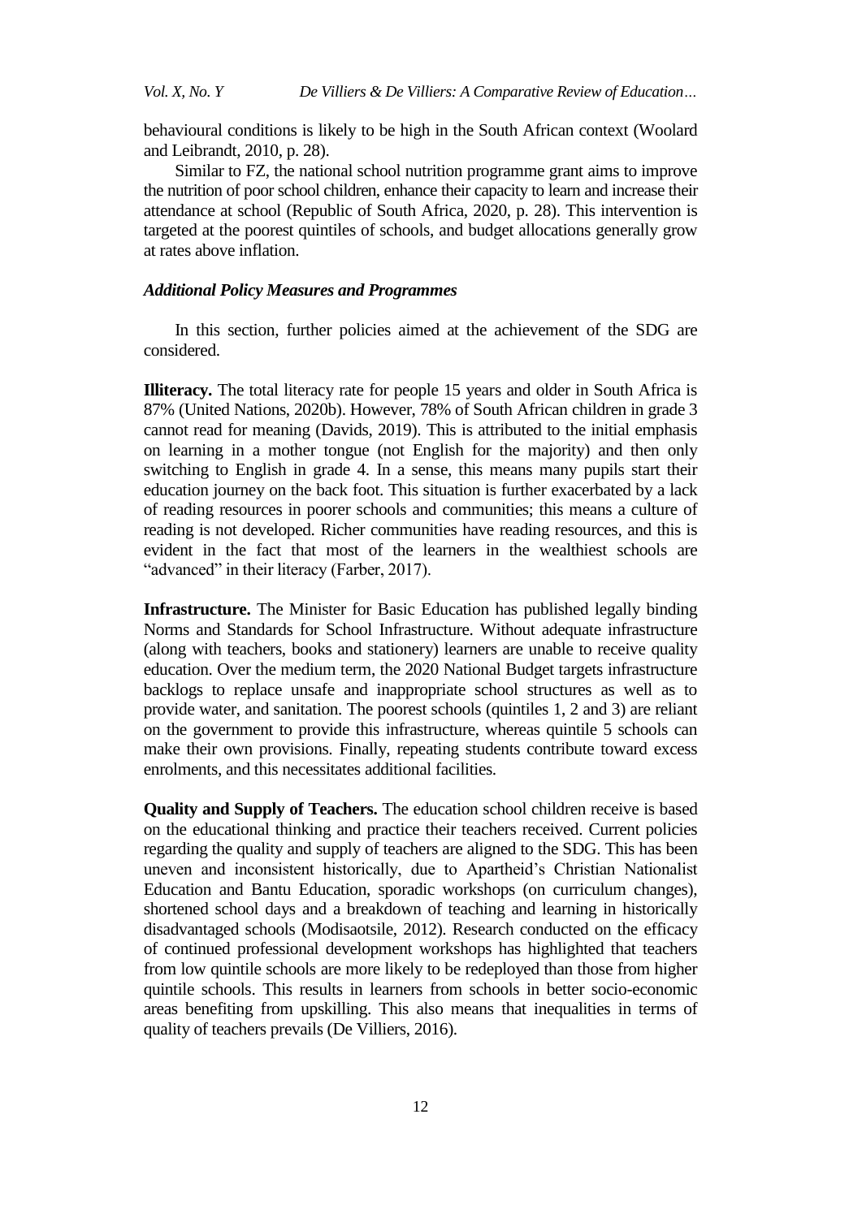behavioural conditions is likely to be high in the South African context (Woolard and Leibrandt, 2010, p. 28).

Similar to FZ, the national school nutrition programme grant aims to improve the nutrition of poor school children, enhance their capacity to learn and increase their attendance at school (Republic of South Africa, 2020, p. 28). This intervention is targeted at the poorest quintiles of schools, and budget allocations generally grow at rates above inflation.

### *Additional Policy Measures and Programmes*

In this section, further policies aimed at the achievement of the SDG are considered.

**Illiteracy.** The total literacy rate for people 15 years and older in South Africa is 87% (United Nations, 2020b). However, 78% of South African children in grade 3 cannot read for meaning (Davids, 2019). This is attributed to the initial emphasis on learning in a mother tongue (not English for the majority) and then only switching to English in grade 4. In a sense, this means many pupils start their education journey on the back foot. This situation is further exacerbated by a lack of reading resources in poorer schools and communities; this means a culture of reading is not developed. Richer communities have reading resources, and this is evident in the fact that most of the learners in the wealthiest schools are "advanced" in their literacy (Farber, 2017).

**Infrastructure.** The Minister for Basic Education has published legally binding Norms and Standards for School Infrastructure. Without adequate infrastructure (along with teachers, books and stationery) learners are unable to receive quality education. Over the medium term, the 2020 National Budget targets infrastructure backlogs to replace unsafe and inappropriate school structures as well as to provide water, and sanitation. The poorest schools (quintiles 1, 2 and 3) are reliant on the government to provide this infrastructure, whereas quintile 5 schools can make their own provisions. Finally, repeating students contribute toward excess enrolments, and this necessitates additional facilities.

**Quality and Supply of Teachers.** The education school children receive is based on the educational thinking and practice their teachers received. Current policies regarding the quality and supply of teachers are aligned to the SDG. This has been uneven and inconsistent historically, due to Apartheid's Christian Nationalist Education and Bantu Education, sporadic workshops (on curriculum changes), shortened school days and a breakdown of teaching and learning in historically disadvantaged schools (Modisaotsile, 2012). Research conducted on the efficacy of continued professional development workshops has highlighted that teachers from low quintile schools are more likely to be redeployed than those from higher quintile schools. This results in learners from schools in better socio-economic areas benefiting from upskilling. This also means that inequalities in terms of quality of teachers prevails (De Villiers, 2016).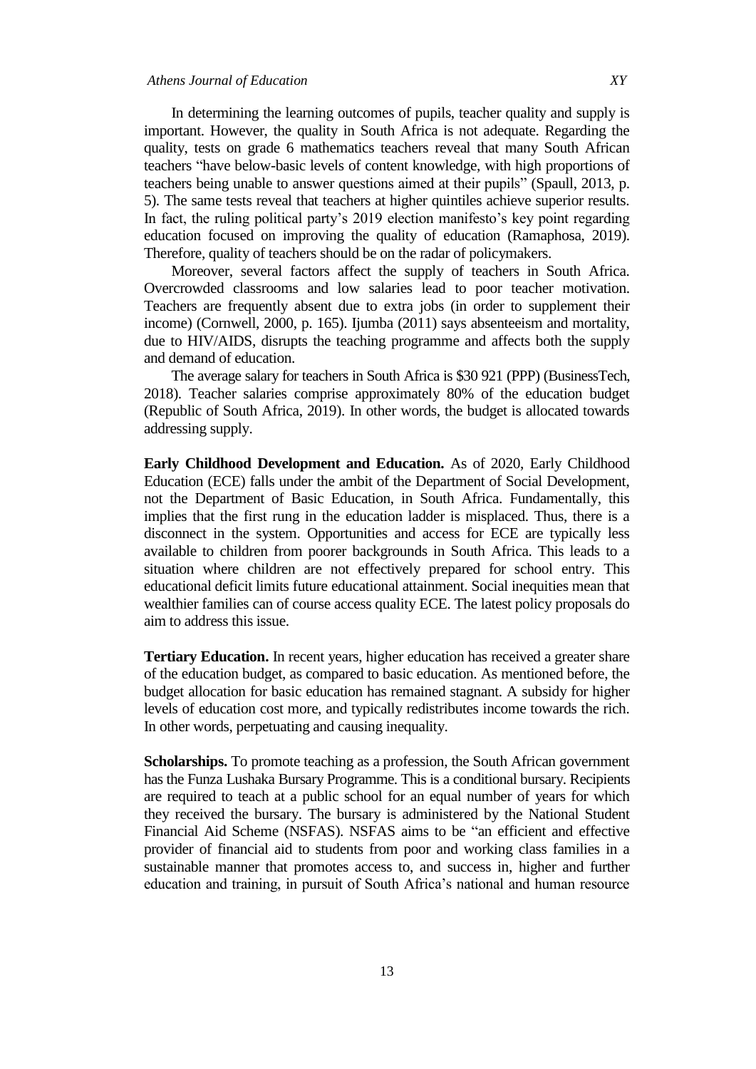In determining the learning outcomes of pupils, teacher quality and supply is important. However, the quality in South Africa is not adequate. Regarding the quality, tests on grade 6 mathematics teachers reveal that many South African teachers "have below-basic levels of content knowledge, with high proportions of teachers being unable to answer questions aimed at their pupils" (Spaull, 2013, p. 5). The same tests reveal that teachers at higher quintiles achieve superior results. In fact, the ruling political party's 2019 election manifesto's key point regarding education focused on improving the quality of education (Ramaphosa, 2019). Therefore, quality of teachers should be on the radar of policymakers.

Moreover, several factors affect the supply of teachers in South Africa. Overcrowded classrooms and low salaries lead to poor teacher motivation. Teachers are frequently absent due to extra jobs (in order to supplement their income) (Cornwell, 2000, p. 165). Ijumba (2011) says absenteeism and mortality, due to HIV/AIDS, disrupts the teaching programme and affects both the supply and demand of education.

The average salary for teachers in South Africa is $30 921 (PPP) (BusinessTech, 2018). Teacher salaries comprise approximately 80% of the education budget (Republic of South Africa, 2019). In other words, the budget is allocated towards addressing supply.

**Early Childhood Development and Education.** As of 2020, Early Childhood Education (ECE) falls under the ambit of the Department of Social Development, not the Department of Basic Education, in South Africa. Fundamentally, this implies that the first rung in the education ladder is misplaced. Thus, there is a disconnect in the system. Opportunities and access for ECE are typically less available to children from poorer backgrounds in South Africa. This leads to a situation where children are not effectively prepared for school entry. This educational deficit limits future educational attainment. Social inequities mean that wealthier families can of course access quality ECE. The latest policy proposals do aim to address this issue.

**Tertiary Education.** In recent years, higher education has received a greater share of the education budget, as compared to basic education. As mentioned before, the budget allocation for basic education has remained stagnant. A subsidy for higher levels of education cost more, and typically redistributes income towards the rich. In other words, perpetuating and causing inequality.

**Scholarships.** To promote teaching as a profession, the South African government has the Funza Lushaka Bursary Programme. This is a conditional bursary. Recipients are required to teach at a public school for an equal number of years for which they received the bursary. The bursary is administered by the National Student Financial Aid Scheme (NSFAS). NSFAS aims to be "an efficient and effective provider of financial aid to students from poor and working class families in a sustainable manner that promotes access to, and success in, higher and further education and training, in pursuit of South Africa's national and human resource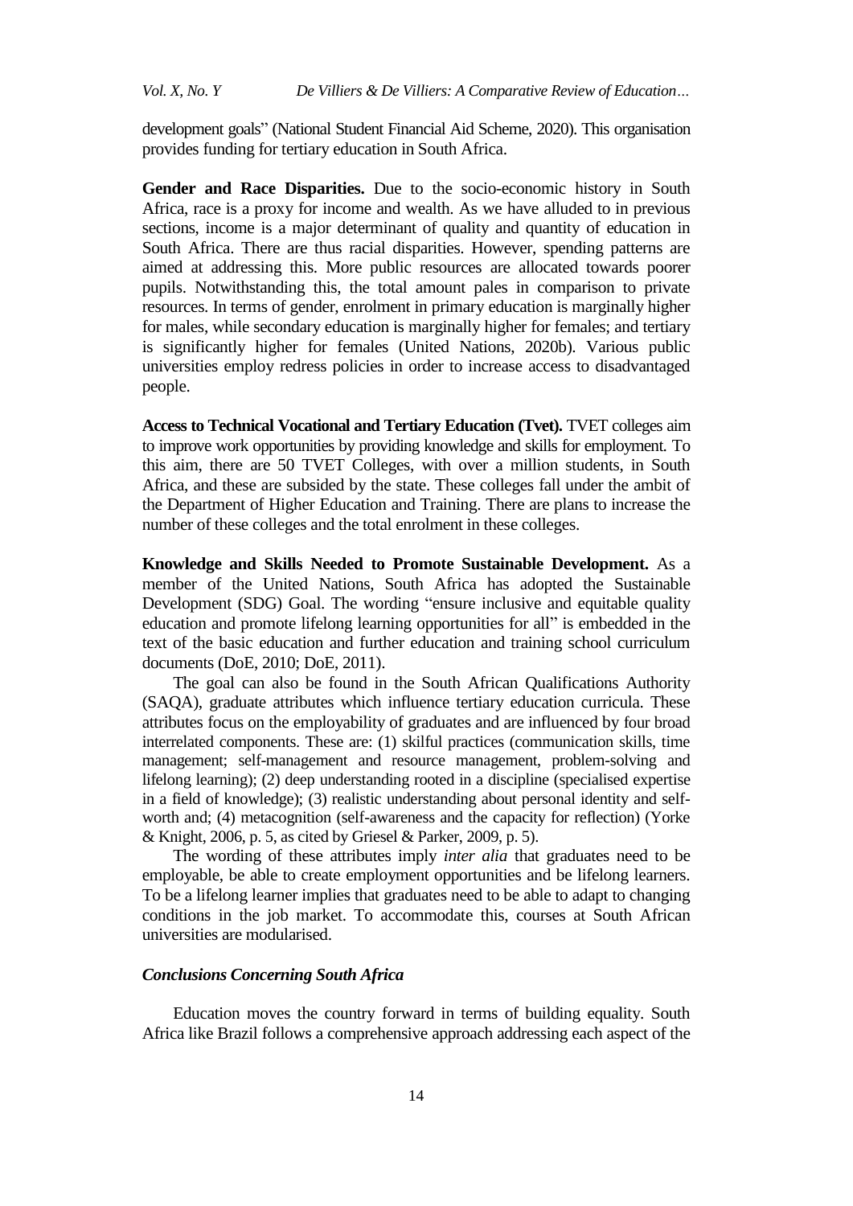development goals" (National Student Financial Aid Scheme, 2020). This organisation provides funding for tertiary education in South Africa.

**Gender and Race Disparities.** Due to the socio-economic history in South Africa, race is a proxy for income and wealth. As we have alluded to in previous sections, income is a major determinant of quality and quantity of education in South Africa. There are thus racial disparities. However, spending patterns are aimed at addressing this. More public resources are allocated towards poorer pupils. Notwithstanding this, the total amount pales in comparison to private resources. In terms of gender, enrolment in primary education is marginally higher for males, while secondary education is marginally higher for females; and tertiary is significantly higher for females (United Nations, 2020b). Various public universities employ redress policies in order to increase access to disadvantaged people.

**Access to Technical Vocational and Tertiary Education (Tvet).** TVET colleges aim to improve work opportunities by providing knowledge and skills for employment. To this aim, there are 50 TVET Colleges, with over a million students, in South Africa, and these are subsided by the state. These colleges fall under the ambit of the Department of Higher Education and Training. There are plans to increase the number of these colleges and the total enrolment in these colleges.

**Knowledge and Skills Needed to Promote Sustainable Development.** As a member of the United Nations, South Africa has adopted the Sustainable Development (SDG) Goal. The wording "ensure inclusive and equitable quality education and promote lifelong learning opportunities for all" is embedded in the text of the basic education and further education and training school curriculum documents (DoE, 2010; DoE, 2011).

The goal can also be found in the South African Qualifications Authority (SAQA), graduate attributes which influence tertiary education curricula. These attributes focus on the employability of graduates and are influenced by four broad interrelated components. These are: (1) skilful practices (communication skills, time management; self-management and resource management, problem-solving and lifelong learning); (2) deep understanding rooted in a discipline (specialised expertise in a field of knowledge); (3) realistic understanding about personal identity and self-worth and; (4) metacognition (self-awareness and the capacity for reflection) (Yorke & Knight, 2006, p. 5, as cited by Griesel & Parker, 2009, p. 5).

The wording of these attributes imply *inter alia* that graduates need to be employable, be able to create employment opportunities and be lifelong learners. To be a lifelong learner implies that graduates need to be able to adapt to changing conditions in the job market. To accommodate this, courses at South African universities are modularised.

### *Conclusions Concerning South Africa*

Education moves the country forward in terms of building equality. South Africa like Brazil follows a comprehensive approach addressing each aspect of the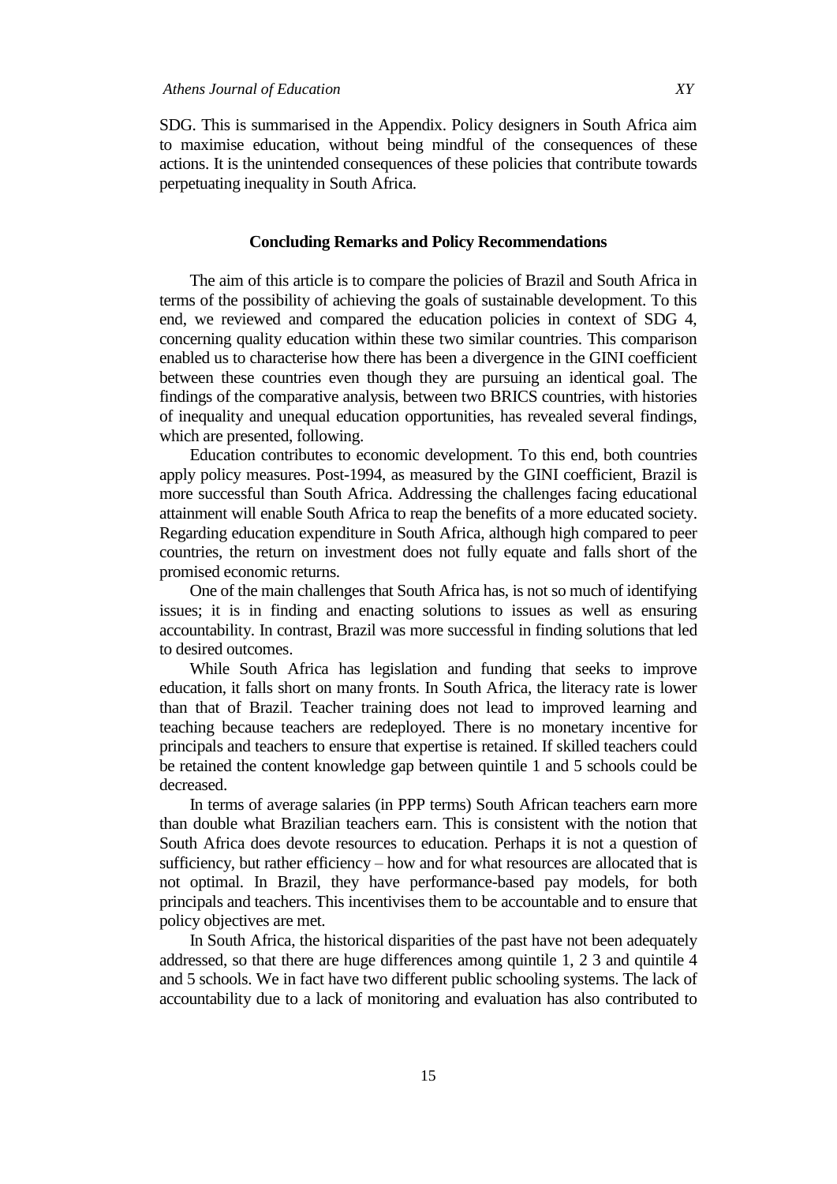SDG. This is summarised in the Appendix. Policy designers in South Africa aim to maximise education, without being mindful of the consequences of these actions. It is the unintended consequences of these policies that contribute towards perpetuating inequality in South Africa.

## Concluding Remarks and Policy Recommendations

The aim of this article is to compare the policies of Brazil and South Africa in terms of the possibility of achieving the goals of sustainable development. To this end, we reviewed and compared the education policies in context of SDG 4, concerning quality education within these two similar countries. This comparison enabled us to characterise how there has been a divergence in the GINI coefficient between these countries even though they are pursuing an identical goal. The findings of the comparative analysis, between two BRICS countries, with histories of inequality and unequal education opportunities, has revealed several findings, which are presented, following.

Education contributes to economic development. To this end, both countries apply policy measures. Post-1994, as measured by the GINI coefficient, Brazil is more successful than South Africa. Addressing the challenges facing educational attainment will enable South Africa to reap the benefits of a more educated society. Regarding education expenditure in South Africa, although high compared to peer countries, the return on investment does not fully equate and falls short of the promised economic returns.

One of the main challenges that South Africa has, is not so much of identifying issues; it is in finding and enacting solutions to issues as well as ensuring accountability. In contrast, Brazil was more successful in finding solutions that led to desired outcomes.

While South Africa has legislation and funding that seeks to improve education, it falls short on many fronts. In South Africa, the literacy rate is lower than that of Brazil. Teacher training does not lead to improved learning and teaching because teachers are redeployed. There is no monetary incentive for principals and teachers to ensure that expertise is retained. If skilled teachers could be retained the content knowledge gap between quintile 1 and 5 schools could be decreased.

In terms of average salaries (in PPP terms) South African teachers earn more than double what Brazilian teachers earn. This is consistent with the notion that South Africa does devote resources to education. Perhaps it is not a question of sufficiency, but rather efficiency – how and for what resources are allocated that is not optimal. In Brazil, they have performance-based pay models, for both principals and teachers. This incentivises them to be accountable and to ensure that policy objectives are met.

In South Africa, the historical disparities of the past have not been adequately addressed, so that there are huge differences among quintile 1, 2 3 and quintile 4 and 5 schools. We in fact have two different public schooling systems. The lack of accountability due to a lack of monitoring and evaluation has also contributed to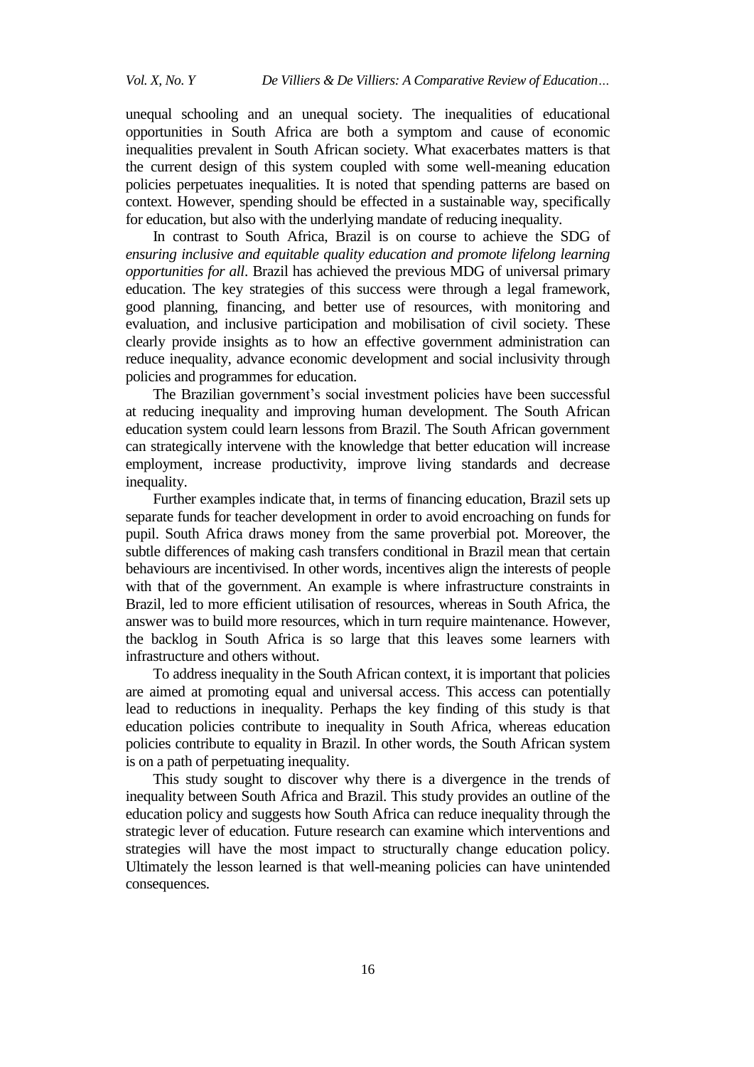unequal schooling and an unequal society. The inequalities of educational opportunities in South Africa are both a symptom and cause of economic inequalities prevalent in South African society. What exacerbates matters is that the current design of this system coupled with some well-meaning education policies perpetuates inequalities. It is noted that spending patterns are based on context. However, spending should be effected in a sustainable way, specifically for education, but also with the underlying mandate of reducing inequality.

In contrast to South Africa, Brazil is on course to achieve the SDG of *ensuring inclusive and equitable quality education and promote lifelong learning opportunities for all*. Brazil has achieved the previous MDG of universal primary education. The key strategies of this success were through a legal framework, good planning, financing, and better use of resources, with monitoring and evaluation, and inclusive participation and mobilisation of civil society. These clearly provide insights as to how an effective government administration can reduce inequality, advance economic development and social inclusivity through policies and programmes for education.

The Brazilian government's social investment policies have been successful at reducing inequality and improving human development. The South African education system could learn lessons from Brazil. The South African government can strategically intervene with the knowledge that better education will increase employment, increase productivity, improve living standards and decrease inequality.

Further examples indicate that, in terms of financing education, Brazil sets up separate funds for teacher development in order to avoid encroaching on funds for pupil. South Africa draws money from the same proverbial pot. Moreover, the subtle differences of making cash transfers conditional in Brazil mean that certain behaviours are incentivised. In other words, incentives align the interests of people with that of the government. An example is where infrastructure constraints in Brazil, led to more efficient utilisation of resources, whereas in South Africa, the answer was to build more resources, which in turn require maintenance. However, the backlog in South Africa is so large that this leaves some learners with infrastructure and others without.

To address inequality in the South African context, it is important that policies are aimed at promoting equal and universal access. This access can potentially lead to reductions in inequality. Perhaps the key finding of this study is that education policies contribute to inequality in South Africa, whereas education policies contribute to equality in Brazil. In other words, the South African system is on a path of perpetuating inequality.

This study sought to discover why there is a divergence in the trends of inequality between South Africa and Brazil. This study provides an outline of the education policy and suggests how South Africa can reduce inequality through the strategic lever of education. Future research can examine which interventions and strategies will have the most impact to structurally change education policy. Ultimately the lesson learned is that well-meaning policies can have unintended consequences.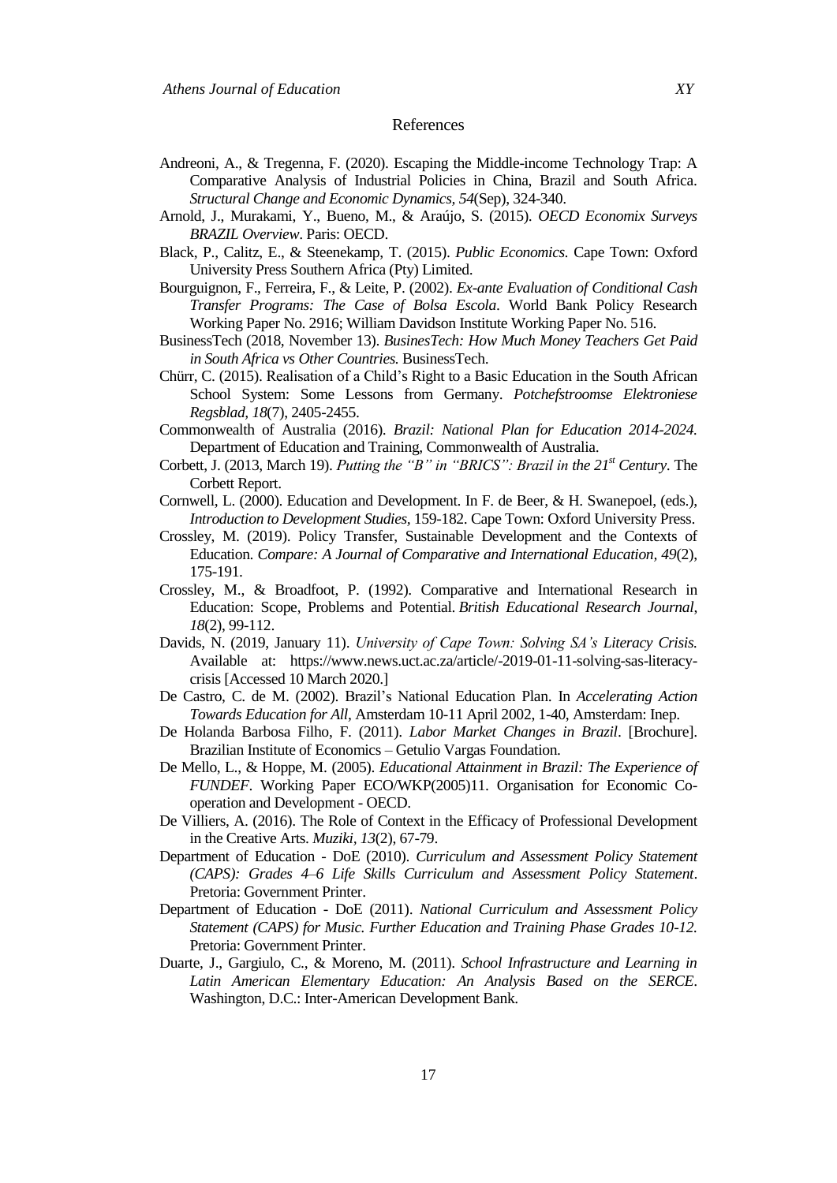# References

Andreoni, A., & Tregenna, F. (2020). Escaping the Middle-income Technology Trap: A Comparative Analysis of Industrial Policies in China, Brazil and South Africa. *Structural Change and Economic Dynamics, 54*(Sep), 324-340.

Arnold, J., Murakami, Y., Bueno, M., & Araújo, S. (2015). *OECD Economix Surveys BRAZIL Overview*. Paris: OECD.

Black, P., Calitz, E., & Steenekamp, T. (2015). *Public Economics.* Cape Town: Oxford University Press Southern Africa (Pty) Limited.

Bourguignon, F., Ferreira, F., & Leite, P. (2002). *Ex-ante Evaluation of Conditional Cash Transfer Programs: The Case of Bolsa Escola*. World Bank Policy Research Working Paper No. 2916; William Davidson Institute Working Paper No. 516.

BusinessTech (2018, November 13). *BusinesTech: How Much Money Teachers Get Paid in South Africa vs Other Countries.* BusinessTech.

Chürr, C. (2015). Realisation of a Child's Right to a Basic Education in the South African School System: Some Lessons from Germany. *Potchefstroomse Elektroniese Regsblad, 18*(7), 2405-2455.

Commonwealth of Australia (2016). *Brazil: National Plan for Education 2014-2024.* Department of Education and Training, Commonwealth of Australia.

Corbett, J. (2013, March 19). *Putting the "B" in "BRICS": Brazil in the 21st Century*. The Corbett Report.

Cornwell, L. (2000). Education and Development. In F. de Beer, & H. Swanepoel, (eds.), *Introduction to Development Studies*, 159-182. Cape Town: Oxford University Press.

Crossley, M. (2019). Policy Transfer, Sustainable Development and the Contexts of Education. *Compare: A Journal of Comparative and International Education, 49*(2), 175-191.

Crossley, M., & Broadfoot, P. (1992). Comparative and International Research in Education: Scope, Problems and Potential. *British Educational Research Journal, 18*(2), 99-112.

Davids, N. (2019, January 11). *University of Cape Town: Solving SA's Literacy Crisis.* Available at: https://www.news.uct.ac.za/article/-2019-01-11-solving-sas-literacy-crisis [Accessed 10 March 2020.]

De Castro, C. de M. (2002). Brazil's National Education Plan. In *Accelerating Action Towards Education for All*, Amsterdam 10-11 April 2002, 1-40, Amsterdam: Inep.

De Holanda Barbosa Filho, F. (2011). *Labor Market Changes in Brazil*. [Brochure]. Brazilian Institute of Economics – Getulio Vargas Foundation.

De Mello, L., & Hoppe, M. (2005). *Educational Attainment in Brazil: The Experience of FUNDEF*. Working Paper ECO/WKP(2005)11. Organisation for Economic Co-operation and Development - OECD.

De Villiers, A. (2016). The Role of Context in the Efficacy of Professional Development in the Creative Arts. *Muziki, 13*(2), 67-79.

Department of Education - DoE (2010). *Curriculum and Assessment Policy Statement (CAPS): Grades 4–6 Life Skills Curriculum and Assessment Policy Statement*. Pretoria: Government Printer.

Department of Education - DoE (2011). *National Curriculum and Assessment Policy Statement (CAPS) for Music. Further Education and Training Phase Grades 10-12.* Pretoria: Government Printer.

Duarte, J., Gargiulo, C., & Moreno, M. (2011). *School Infrastructure and Learning in Latin American Elementary Education: An Analysis Based on the SERCE*. Washington, D.C.: Inter-American Development Bank.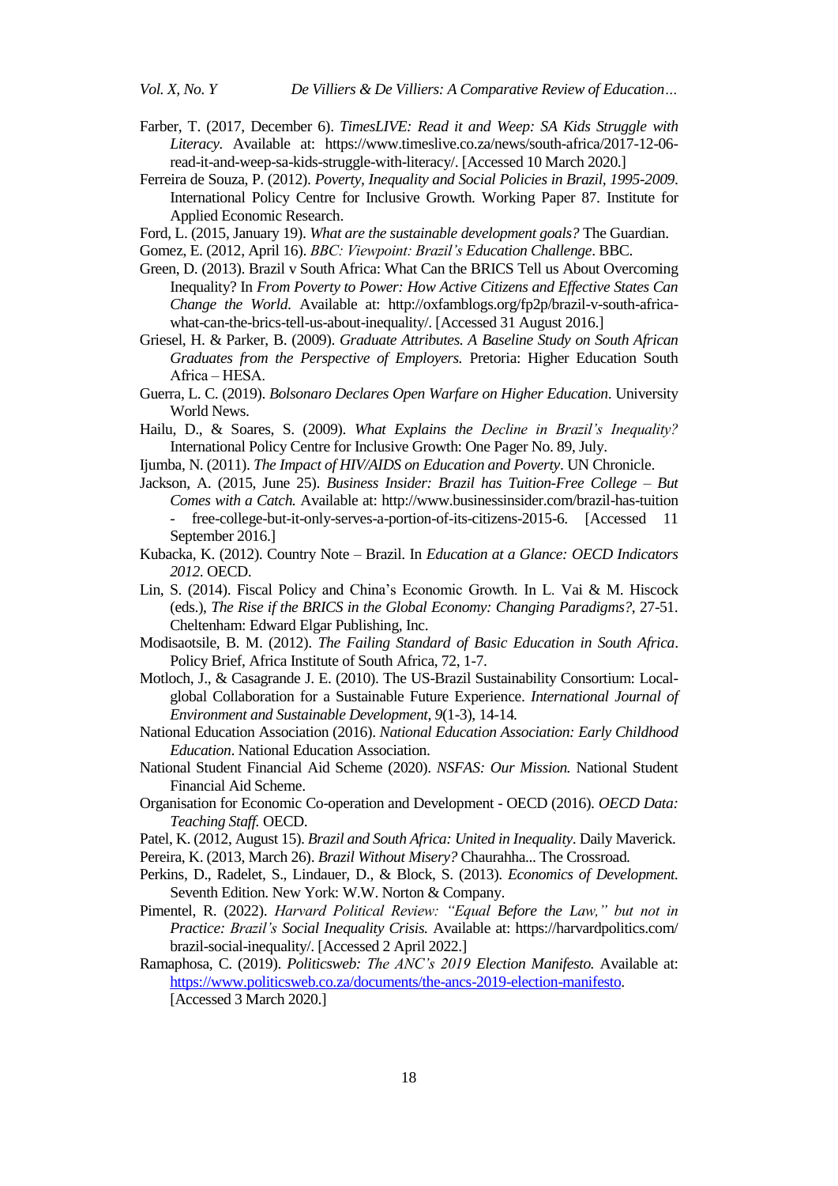Farber, T. (2017, December 6). *TimesLIVE: Read it and Weep: SA Kids Struggle with Literacy.* Available at: https://www.timeslive.co.za/news/south-africa/2017-12-06-read-it-and-weep-sa-kids-struggle-with-literacy/. [Accessed 10 March 2020.]

Ferreira de Souza, P. (2012). *Poverty, Inequality and Social Policies in Brazil, 1995-2009*. International Policy Centre for Inclusive Growth. Working Paper 87. Institute for Applied Economic Research.

Ford, L. (2015, January 19). *What are the sustainable development goals?* The Guardian.

Gomez, E. (2012, April 16). *BBC: Viewpoint: Brazil's Education Challenge*. BBC.

Green, D. (2013). Brazil v South Africa: What Can the BRICS Tell us About Overcoming Inequality? In *From Poverty to Power: How Active Citizens and Effective States Can Change the World.* Available at: http://oxfamblogs.org/fp2p/brazil-v-south-africa-what-can-the-brics-tell-us-about-inequality/. [Accessed 31 August 2016.]

Griesel, H. & Parker, B. (2009). *Graduate Attributes. A Baseline Study on South African Graduates from the Perspective of Employers.* Pretoria: Higher Education South Africa – HESA.

Guerra, L. C. (2019). *Bolsonaro Declares Open Warfare on Higher Education*. University World News.

Hailu, D., & Soares, S. (2009). *What Explains the Decline in Brazil's Inequality?* International Policy Centre for Inclusive Growth: One Pager No. 89, July.

Ijumba, N. (2011). *The Impact of HIV/AIDS on Education and Poverty*. UN Chronicle.

Jackson, A. (2015, June 25). *Business Insider: Brazil has Tuition-Free College – But Comes with a Catch.* Available at: http://www.businessinsider.com/brazil-has-tuition - free-college-but-it-only-serves-a-portion-of-its-citizens-2015-6. [Accessed 11 September 2016.]

Kubacka, K. (2012). Country Note – Brazil. In *Education at a Glance: OECD Indicators 2012.* OECD.

Lin, S. (2014). Fiscal Policy and China's Economic Growth. In L. Vai & M. Hiscock (eds.), *The Rise if the BRICS in the Global Economy: Changing Paradigms?*, 27-51. Cheltenham: Edward Elgar Publishing, Inc.

Modisaotsile, B. M. (2012). *The Failing Standard of Basic Education in South Africa*. Policy Brief, Africa Institute of South Africa, 72, 1-7.

Motloch, J., & Casagrande J. E. (2010). The US-Brazil Sustainability Consortium: Local-global Collaboration for a Sustainable Future Experience. *International Journal of Environment and Sustainable Development*, *9*(1-3), 14-14.

National Education Association (2016). *National Education Association: Early Childhood Education*. National Education Association.

National Student Financial Aid Scheme (2020). *NSFAS: Our Mission.* National Student Financial Aid Scheme.

Organisation for Economic Co-operation and Development - OECD (2016). *OECD Data: Teaching Staff.* OECD.

Patel, K. (2012, August 15). *Brazil and South Africa: United in Inequality*. Daily Maverick.

Pereira, K. (2013, March 26). *Brazil Without Misery?* Chaurahha... The Crossroad.

Perkins, D., Radelet, S., Lindauer, D., & Block, S. (2013). *Economics of Development.* Seventh Edition. New York: W.W. Norton & Company.

Pimentel, R. (2022). *Harvard Political Review: "Equal Before the Law," but not in Practice: Brazil's Social Inequality Crisis.* Available at: https://harvardpolitics.com/brazil-social-inequality/. [Accessed 2 April 2022.]

Ramaphosa, C. (2019). *Politicsweb: The ANC's 2019 Election Manifesto.* Available at: https://www.politicsweb.co.za/documents/the-ancs-2019-election-manifesto. [Accessed 3 March 2020.]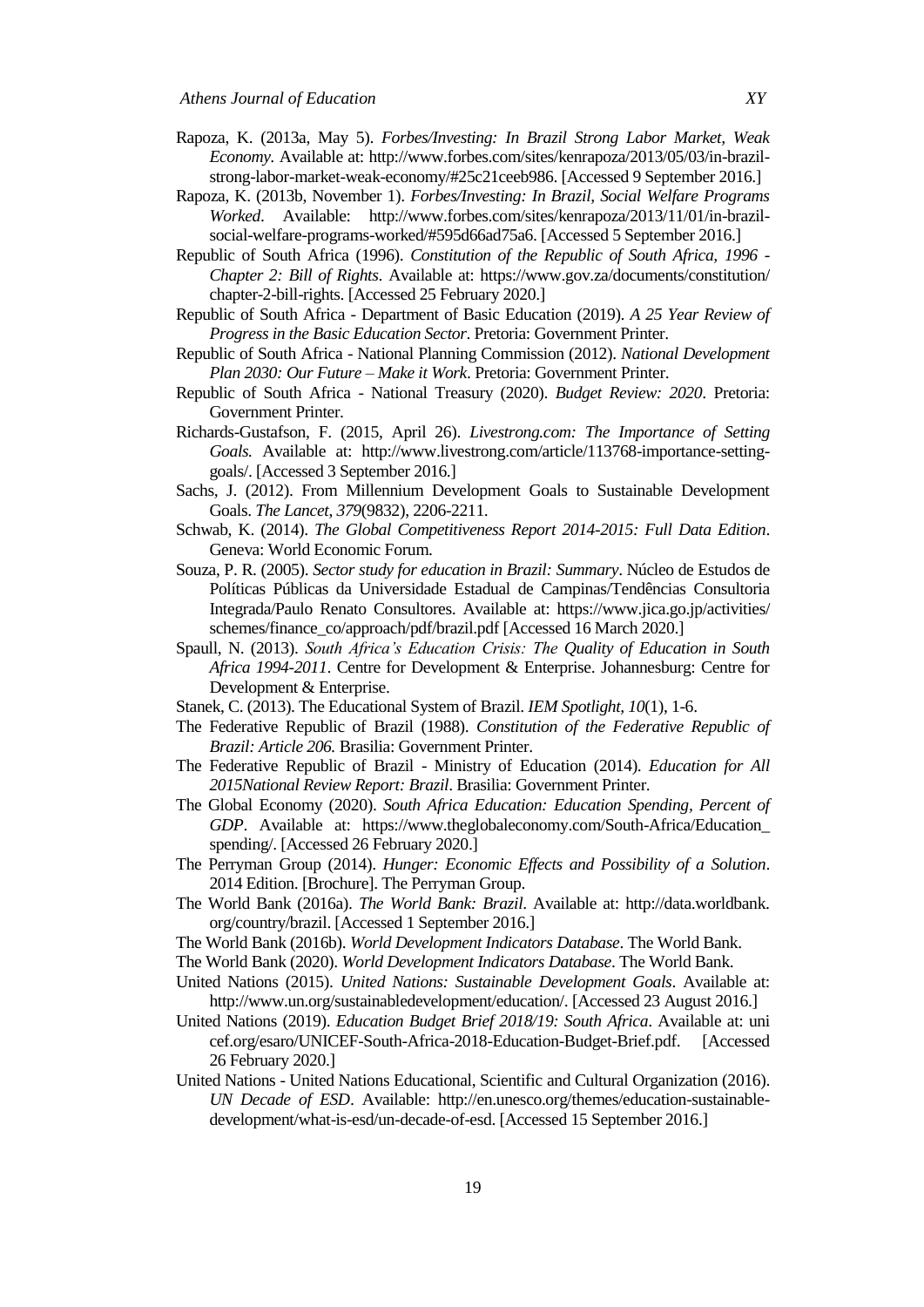Rapoza, K. (2013a, May 5). *Forbes/Investing: In Brazil Strong Labor Market, Weak Economy*. Available at: http://www.forbes.com/sites/kenrapoza/2013/05/03/in-brazil-strong-labor-market-weak-economy/#25c21ceeb986. [Accessed 9 September 2016.]

Rapoza, K. (2013b, November 1). *Forbes/Investing: In Brazil, Social Welfare Programs Worked*. Available: http://www.forbes.com/sites/kenrapoza/2013/11/01/in-brazil-social-welfare-programs-worked/#595d66ad75a6. [Accessed 5 September 2016.]

Republic of South Africa (1996). *Constitution of the Republic of South Africa, 1996 - Chapter 2: Bill of Rights*. Available at: https://www.gov.za/documents/constitution/chapter-2-bill-rights. [Accessed 25 February 2020.]

Republic of South Africa - Department of Basic Education (2019). *A 25 Year Review of Progress in the Basic Education Sector*. Pretoria: Government Printer.

Republic of South Africa - National Planning Commission (2012). *National Development Plan 2030: Our Future – Make it Work*. Pretoria: Government Printer.

Republic of South Africa - National Treasury (2020). *Budget Review: 2020*. Pretoria: Government Printer.

Richards-Gustafson, F. (2015, April 26). *Livestrong.com: The Importance of Setting Goals.* Available at: http://www.livestrong.com/article/113768-importance-setting-goals/. [Accessed 3 September 2016.]

Sachs, J. (2012). From Millennium Development Goals to Sustainable Development Goals. *The Lancet*, *379*(9832), 2206-2211.

Schwab, K. (2014). *The Global Competitiveness Report 2014-2015: Full Data Edition*. Geneva: World Economic Forum.

Souza, P. R. (2005). *Sector study for education in Brazil: Summary*. Núcleo de Estudos de Políticas Públicas da Universidade Estadual de Campinas/Tendências Consultoria Integrada/Paulo Renato Consultores. Available at: https://www.jica.go.jp/activities/schemes/finance_co/approach/pdf/brazil.pdf [Accessed 16 March 2020.]

Spaull, N. (2013). *South Africa's Education Crisis: The Quality of Education in South Africa 1994-2011*. Centre for Development & Enterprise. Johannesburg: Centre for Development & Enterprise.

Stanek, C. (2013). The Educational System of Brazil. *IEM Spotlight*, *10*(1), 1-6.

The Federative Republic of Brazil (1988). *Constitution of the Federative Republic of Brazil: Article 206.* Brasilia: Government Printer.

The Federative Republic of Brazil - Ministry of Education (2014). *Education for All 2015National Review Report: Brazil*. Brasilia: Government Printer.

The Global Economy (2020). *South Africa Education: Education Spending, Percent of GDP*. Available at: https://www.theglobaleconomy.com/South-Africa/Education_spending/. [Accessed 26 February 2020.]

The Perryman Group (2014). *Hunger: Economic Effects and Possibility of a Solution*. 2014 Edition. [Brochure]. The Perryman Group.

The World Bank (2016a). *The World Bank: Brazil*. Available at: http://data.worldbank.org/country/brazil. [Accessed 1 September 2016.]

The World Bank (2016b). *World Development Indicators Database*. The World Bank.

The World Bank (2020). *World Development Indicators Database*. The World Bank.

United Nations (2015). *United Nations: Sustainable Development Goals*. Available at: http://www.un.org/sustainabledevelopment/education/. [Accessed 23 August 2016.]

United Nations (2019). *Education Budget Brief 2018/19: South Africa*. Available at: unicef.org/esaro/UNICEF-South-Africa-2018-Education-Budget-Brief.pdf. [Accessed 26 February 2020.]

United Nations - United Nations Educational, Scientific and Cultural Organization (2016). *UN Decade of ESD*. Available: http://en.unesco.org/themes/education-sustainable-development/what-is-esd/un-decade-of-esd. [Accessed 15 September 2016.]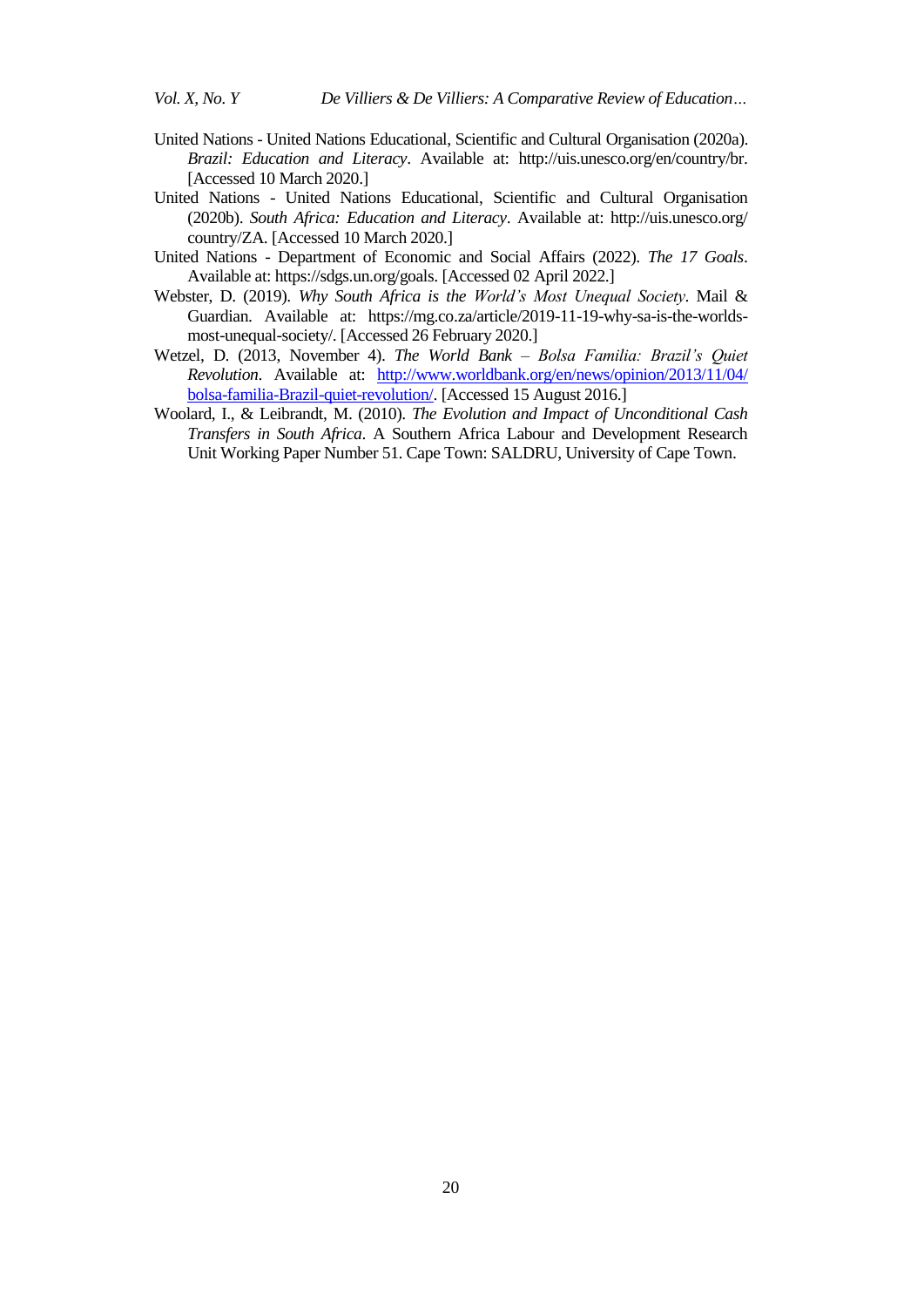United Nations - United Nations Educational, Scientific and Cultural Organisation (2020a). *Brazil: Education and Literacy*. Available at: http://uis.unesco.org/en/country/br. [Accessed 10 March 2020.]

United Nations - United Nations Educational, Scientific and Cultural Organisation (2020b). *South Africa: Education and Literacy*. Available at: http://uis.unesco.org/country/ZA. [Accessed 10 March 2020.]

United Nations - Department of Economic and Social Affairs (2022). *The 17 Goals*. Available at: https://sdgs.un.org/goals. [Accessed 02 April 2022.]

Webster, D. (2019). *Why South Africa is the World's Most Unequal Society*. Mail & Guardian. Available at: https://mg.co.za/article/2019-11-19-why-sa-is-the-worlds-most-unequal-society/. [Accessed 26 February 2020.]

Wetzel, D. (2013, November 4). *The World Bank – Bolsa Familia: Brazil's Quiet Revolution*. Available at: [http://www.worldbank.org/en/news/opinion/2013/11/04/bolsa-familia-Brazil-quiet-revolution/](http://www.worldbank.org/en/news/opinion/2013/11/04/bolsa-familia-Brazil-quiet-revolution/). [Accessed 15 August 2016.]

Woolard, I., & Leibrandt, M. (2010). *The Evolution and Impact of Unconditional Cash Transfers in South Africa*. A Southern Africa Labour and Development Research Unit Working Paper Number 51. Cape Town: SALDRU, University of Cape Town.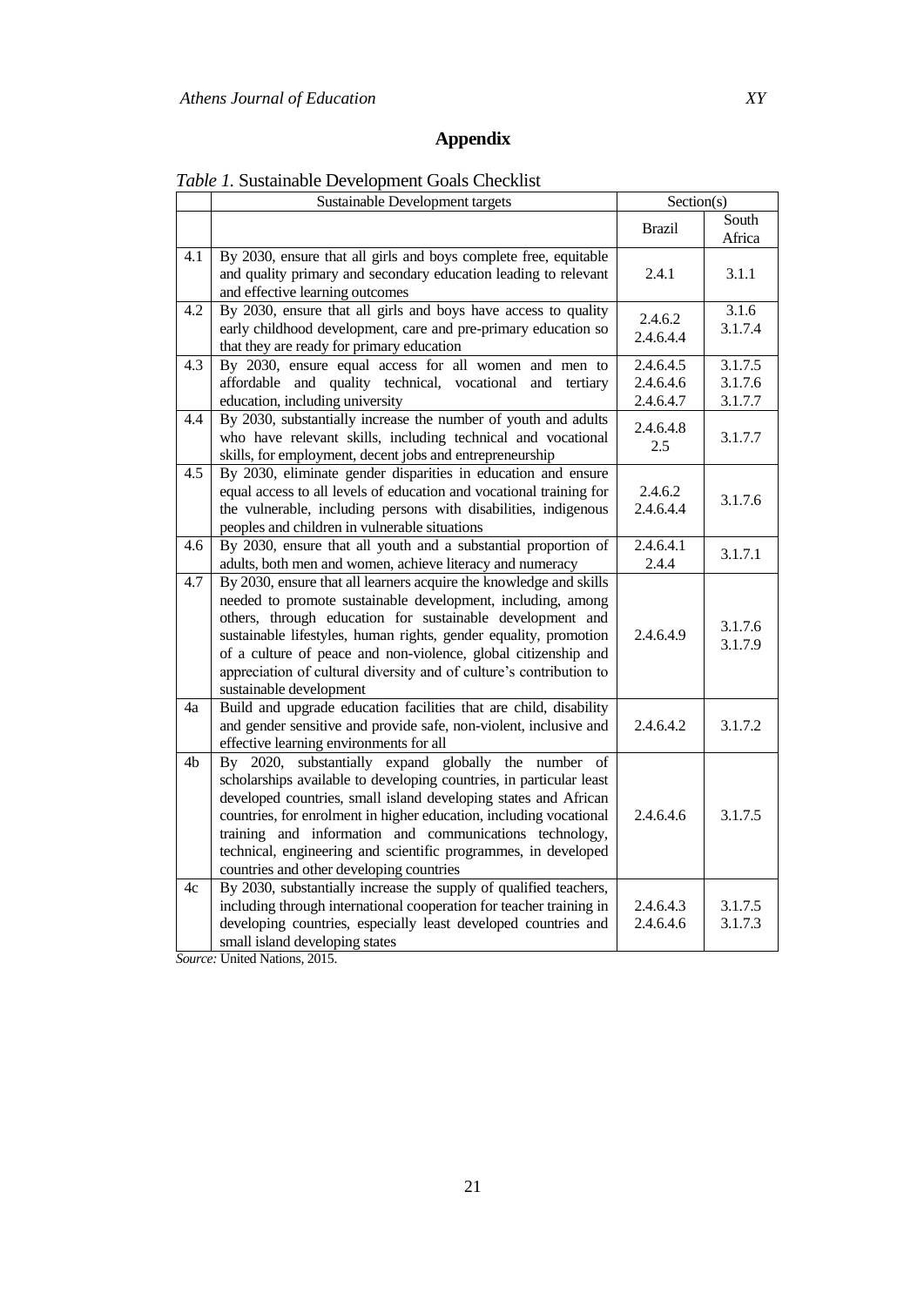# Appendix

*Table 1.* Sustainable Development Goals Checklist

| | Sustainable Development targets | Section(s) | |
|---|---|---|---|
| | | Brazil | South Africa |
| 4.1 | By 2030, ensure that all girls and boys complete free, equitable and quality primary and secondary education leading to relevant and effective learning outcomes | 2.4.1 | 3.1.1 |
| 4.2 | By 2030, ensure that all girls and boys have access to quality early childhood development, care and pre-primary education so that they are ready for primary education | 2.4.6.2<br>2.4.6.4.4 | 3.1.6<br>3.1.7.4 |
| 4.3 | By 2030, ensure equal access for all women and men to affordable and quality technical, vocational and tertiary education, including university | 2.4.6.4.5<br>2.4.6.4.6<br>2.4.6.4.7 | 3.1.7.5<br>3.1.7.6<br>3.1.7.7 |
| 4.4 | By 2030, substantially increase the number of youth and adults who have relevant skills, including technical and vocational skills, for employment, decent jobs and entrepreneurship | 2.4.6.4.8<br>2.5 | 3.1.7.7 |
| 4.5 | By 2030, eliminate gender disparities in education and ensure equal access to all levels of education and vocational training for the vulnerable, including persons with disabilities, indigenous peoples and children in vulnerable situations | 2.4.6.2<br>2.4.6.4.4 | 3.1.7.6 |
| 4.6 | By 2030, ensure that all youth and a substantial proportion of adults, both men and women, achieve literacy and numeracy | 2.4.6.4.1<br>2.4.4 | 3.1.7.1 |
| 4.7 | By 2030, ensure that all learners acquire the knowledge and skills needed to promote sustainable development, including, among others, through education for sustainable development and sustainable lifestyles, human rights, gender equality, promotion of a culture of peace and non-violence, global citizenship and appreciation of cultural diversity and of culture's contribution to sustainable development | 2.4.6.4.9 | 3.1.7.6<br>3.1.7.9 |
| 4a | Build and upgrade education facilities that are child, disability and gender sensitive and provide safe, non-violent, inclusive and effective learning environments for all | 2.4.6.4.2 | 3.1.7.2 |
| 4b | By 2020, substantially expand globally the number of scholarships available to developing countries, in particular least developed countries, small island developing states and African countries, for enrolment in higher education, including vocational training and information and communications technology, technical, engineering and scientific programmes, in developed countries and other developing countries | 2.4.6.4.6 | 3.1.7.5 |
| 4c | By 2030, substantially increase the supply of qualified teachers, including through international cooperation for teacher training in developing countries, especially least developed countries and small island developing states | 2.4.6.4.3<br>2.4.6.4.6 | 3.1.7.5<br>3.1.7.3 |

*Source:* United Nations, 2015.